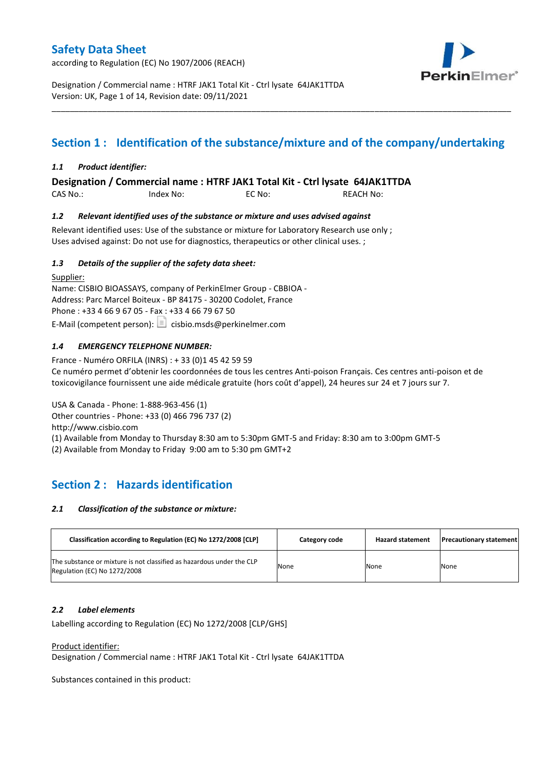# Safety Data Sheet

according to Regulation (EC) No 1907/2006 (REACH)

Designation / Commercial name : HTRF JAK1 Total Kit - Ctrl lysate 64JAK1TTDA
Version: UK, Page 1 of 14, Revision date: 09/11/2021

## Section 1 : Identification of the substance/mixture and of the company/undertaking

### *1.1 Product identifier:*

**Designation / Commercial name : HTRF JAK1 Total Kit - Ctrl lysate 64JAK1TTDA**

CAS No.: Index No: EC No: REACH No:

### *1.2 Relevant identified uses of the substance or mixture and uses advised against*

Relevant identified uses: Use of the substance or mixture for Laboratory Research use only ;
Uses advised against: Do not use for diagnostics, therapeutics or other clinical uses. ;

### *1.3 Details of the supplier of the safety data sheet:*

Supplier:
Name: CISBIO BIOASSAYS, company of PerkinElmer Group - CBBIOA -
Address: Parc Marcel Boiteux - BP 84175 - 30200 Codolet, France
Phone : +33 4 66 9 67 05 - Fax : +33 4 66 79 67 50
E-Mail (competent person): cisbio.msds@perkinelmer.com

### *1.4 EMERGENCY TELEPHONE NUMBER:*

France - Numéro ORFILA (INRS) : + 33 (0)1 45 42 59 59
Ce numéro permet d'obtenir les coordonnées de tous les centres Anti-poison Français. Ces centres anti-poison et de toxicovigilance fournissent une aide médicale gratuite (hors coût d'appel), 24 heures sur 24 et 7 jours sur 7.

USA & Canada - Phone: 1-888-963-456 (1)
Other countries - Phone: +33 (0) 466 796 737 (2)
http://www.cisbio.com
(1) Available from Monday to Thursday 8:30 am to 5:30pm GMT-5 and Friday: 8:30 am to 3:00pm GMT-5
(2) Available from Monday to Friday 9:00 am to 5:30 pm GMT+2

## Section 2 : Hazards identification

### *2.1 Classification of the substance or mixture:*

| Classification according to Regulation (EC) No 1272/2008 [CLP] | Category code | Hazard statement | Precautionary statement |
|---|---|---|---|
| The substance or mixture is not classified as hazardous under the CLP Regulation (EC) No 1272/2008 | None | None | None |

### *2.2 Label elements*

Labelling according to Regulation (EC) No 1272/2008 [CLP/GHS]

Product identifier:
Designation / Commercial name : HTRF JAK1 Total Kit - Ctrl lysate 64JAK1TTDA

Substances contained in this product: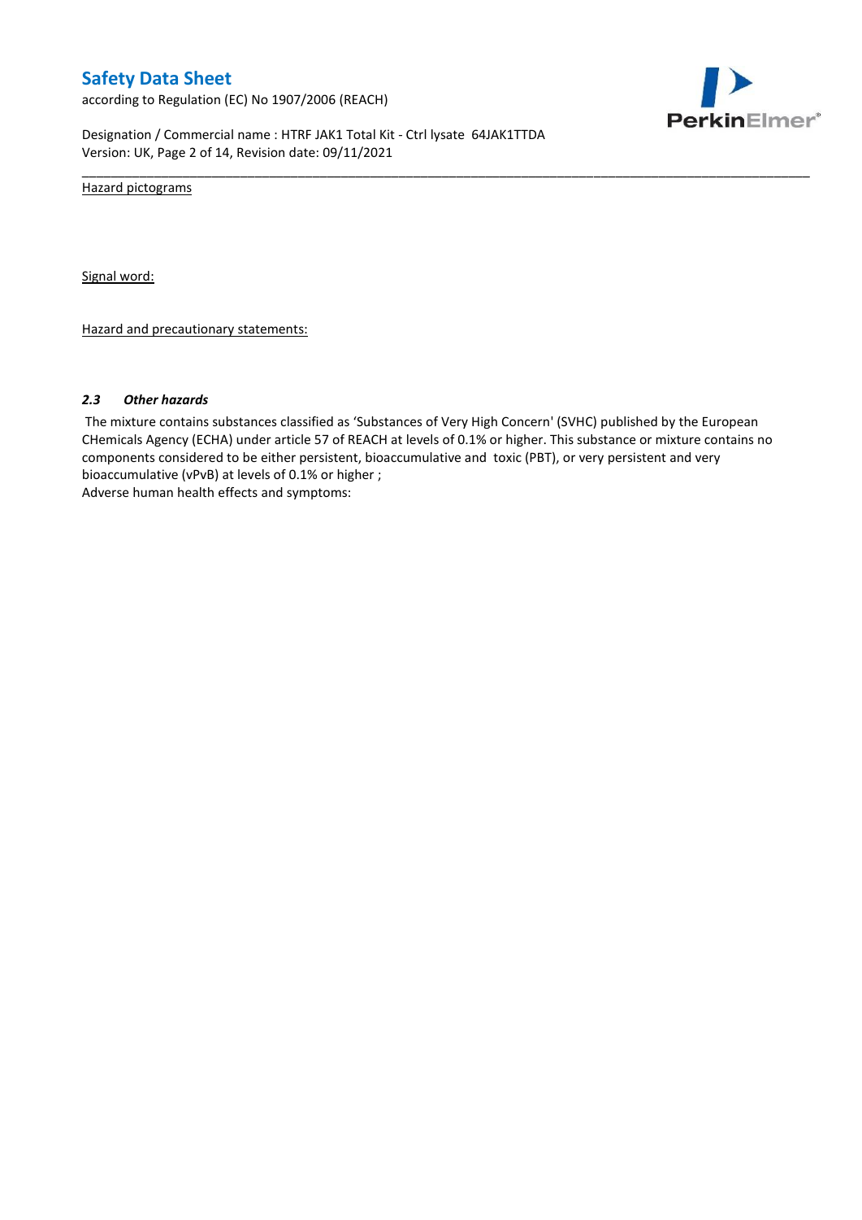Hazard pictograms

Signal word:

Hazard and precautionary statements:

### *2.3 Other hazards*

The mixture contains substances classified as 'Substances of Very High Concern' (SVHC) published by the European CHemicals Agency (ECHA) under article 57 of REACH at levels of 0.1% or higher. This substance or mixture contains no components considered to be either persistent, bioaccumulative and toxic (PBT), or very persistent and very bioaccumulative (vPvB) at levels of 0.1% or higher ;

Adverse human health effects and symptoms: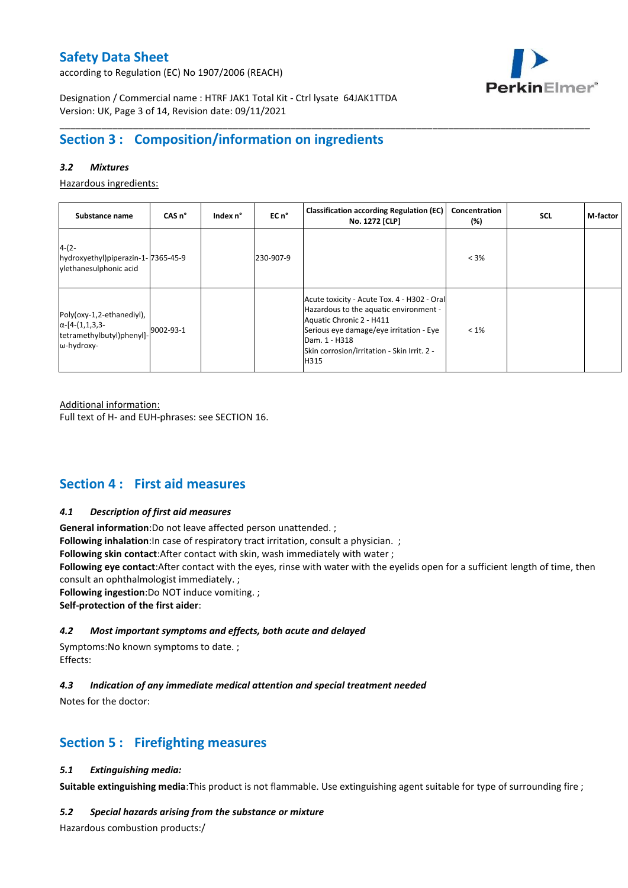## Section 3 : Composition/information on ingredients

### 3.2 *Mixtures*

Hazardous ingredients:

| Substance name | CAS n° | Index n° | EC n° | Classification according Regulation (EC) No. 1272 [CLP] | Concentration (%) | SCL | M-factor |
|---|---|---|---|---|---|---|---|
| 4-(2-hydroxyethyl)piperazin-1-ylethanesulphonic acid | 7365-45-9 | | 230-907-9 | | < 3% | | |
| Poly(oxy-1,2-ethanediyl), α-[4-(1,1,3,3-tetramethylbutyl)phenyl]-ω-hydroxy- | 9002-93-1 | | | Acute toxicity - Acute Tox. 4 - H302 - Oral<br>Hazardous to the aquatic environment - Aquatic Chronic 2 - H411<br>Serious eye damage/eye irritation - Eye Dam. 1 - H318<br>Skin corrosion/irritation - Skin Irrit. 2 - H315 | < 1% | | |

Additional information:
Full text of H- and EUH-phrases: see SECTION 16.

## Section 4 : First aid measures

### 4.1 *Description of first aid measures*

**General information**:Do not leave affected person unattended. ;
**Following inhalation**:In case of respiratory tract irritation, consult a physician. ;
**Following skin contact**:After contact with skin, wash immediately with water ;
**Following eye contact**:After contact with the eyes, rinse with water with the eyelids open for a sufficient length of time, then consult an ophthalmologist immediately. ;
**Following ingestion**:Do NOT induce vomiting. ;
**Self-protection of the first aider**:

### 4.2 *Most important symptoms and effects, both acute and delayed*

Symptoms:No known symptoms to date. ;
Effects:

### 4.3 *Indication of any immediate medical attention and special treatment needed*

Notes for the doctor:

## Section 5 : Firefighting measures

### 5.1 *Extinguishing media:*

**Suitable extinguishing media**:This product is not flammable. Use extinguishing agent suitable for type of surrounding fire ;

### 5.2 *Special hazards arising from the substance or mixture*

Hazardous combustion products:/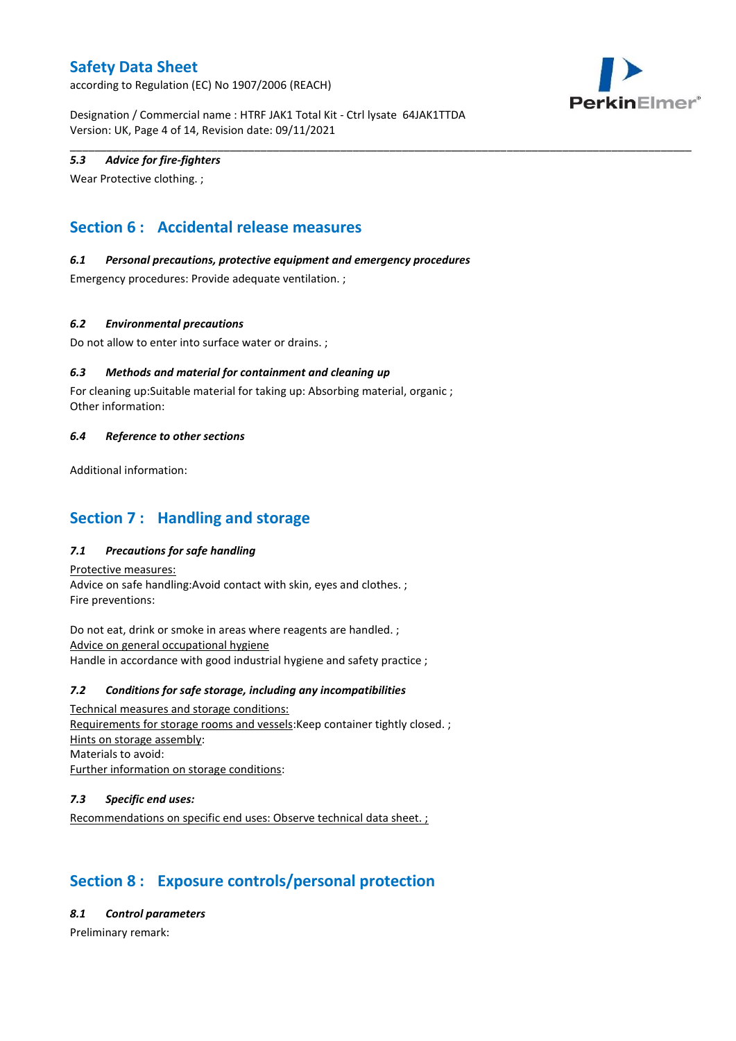### 5.3 Advice for fire-fighters

Wear Protective clothing. ;

## Section 6 : Accidental release measures

### 6.1 Personal precautions, protective equipment and emergency procedures

Emergency procedures: Provide adequate ventilation. ;

### 6.2 Environmental precautions

Do not allow to enter into surface water or drains. ;

### 6.3 Methods and material for containment and cleaning up

For cleaning up:Suitable material for taking up: Absorbing material, organic ;
Other information:

### 6.4 Reference to other sections

Additional information:

## Section 7 : Handling and storage

### 7.1 Precautions for safe handling

Protective measures:
Advice on safe handling:Avoid contact with skin, eyes and clothes. ;
Fire preventions:

Do not eat, drink or smoke in areas where reagents are handled. ;
Advice on general occupational hygiene
Handle in accordance with good industrial hygiene and safety practice ;

### 7.2 Conditions for safe storage, including any incompatibilities

Technical measures and storage conditions:
Requirements for storage rooms and vessels:Keep container tightly closed. ;
Hints on storage assembly:
Materials to avoid:
Further information on storage conditions:

### 7.3 Specific end uses:

Recommendations on specific end uses: Observe technical data sheet. ;

## Section 8 : Exposure controls/personal protection

### 8.1 Control parameters

Preliminary remark: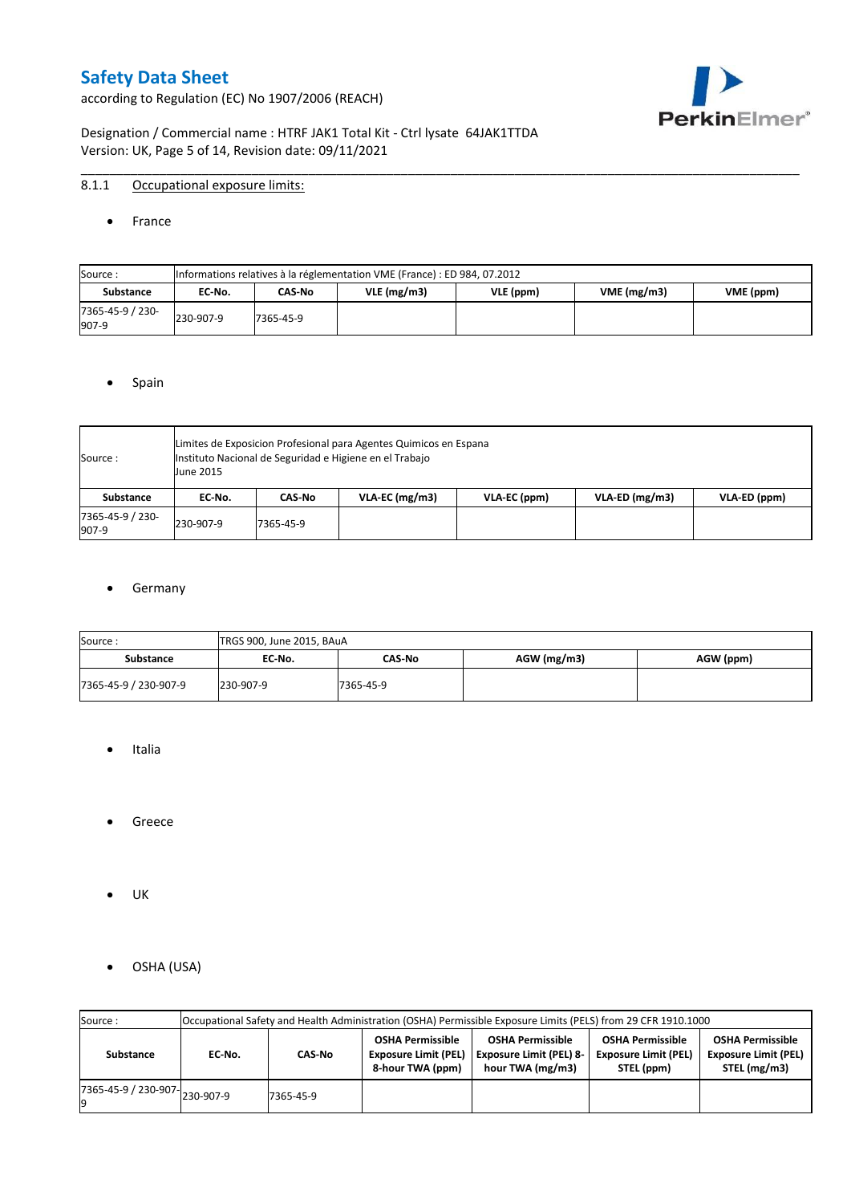### 8.1.1 Occupational exposure limits:

- France

| Source : | Informations relatives à la réglementation VME (France) : ED 984, 07.2012 | | | | | |
|---|---|---|---|---|---|---|
| **Substance** | **EC-No.** | **CAS-No** | **VLE (mg/m3)** | **VLE (ppm)** | **VME (mg/m3)** | **VME (ppm)** |
| 7365-45-9 / 230-907-9 | 230-907-9 | 7365-45-9 | | | | |

- Spain

| Source : | Limites de Exposicion Profesional para Agentes Quimicos en Espana<br>Instituto Nacional de Seguridad e Higiene en el Trabajo<br>June 2015 | | | | | |
|---|---|---|---|---|---|---|
| **Substance** | **EC-No.** | **CAS-No** | **VLA-EC (mg/m3)** | **VLA-EC (ppm)** | **VLA-ED (mg/m3)** | **VLA-ED (ppm)** |
| 7365-45-9 / 230-907-9 | 230-907-9 | 7365-45-9 | | | | |

- Germany

| Source : | TRGS 900, June 2015, BAuA | | | |
|---|---|---|---|---|
| **Substance** | **EC-No.** | **CAS-No** | **AGW (mg/m3)** | **AGW (ppm)** |
| 7365-45-9 / 230-907-9 | 230-907-9 | 7365-45-9 | | |

- Italia

- Greece

- UK

- OSHA (USA)

| Source : | Occupational Safety and Health Administration (OSHA) Permissible Exposure Limits (PELS) from 29 CFR 1910.1000 | | | | | |
|---|---|---|---|---|---|---|
| **Substance** | **EC-No.** | **CAS-No** | **OSHA Permissible Exposure Limit (PEL) 8-hour TWA (ppm)** | **OSHA Permissible Exposure Limit (PEL) 8-hour TWA (mg/m3)** | **OSHA Permissible Exposure Limit (PEL) STEL (ppm)** | **OSHA Permissible Exposure Limit (PEL) STEL (mg/m3)** |
| 7365-45-9 / 230-907-9 | 230-907-9 | 7365-45-9 | | | | |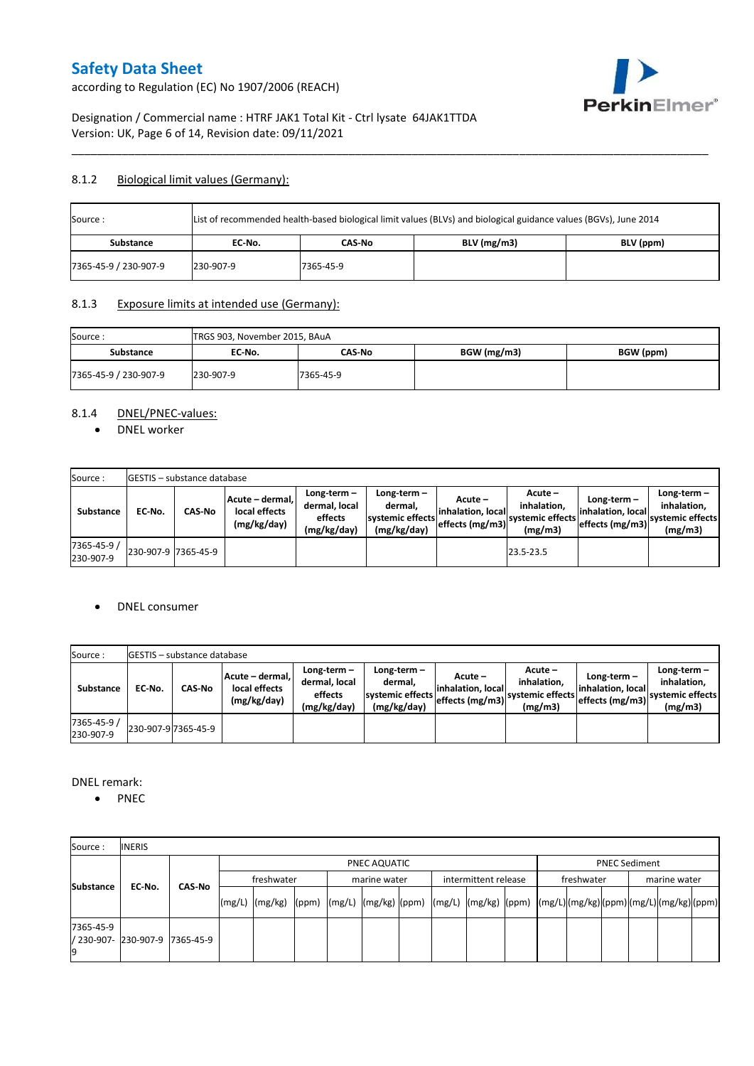### 8.1.2 Biological limit values (Germany):

| Source : | List of recommended health-based biological limit values (BLVs) and biological guidance values (BGVs), June 2014 | | | |
|---|---|---|---|---|
| **Substance** | **EC-No.** | **CAS-No** | **BLV (mg/m3)** | **BLV (ppm)** |
| 7365-45-9 / 230-907-9 | 230-907-9 | 7365-45-9 | | |

### 8.1.3 Exposure limits at intended use (Germany):

| Source : | TRGS 903, November 2015, BAuA | | | |
|---|---|---|---|---|
| **Substance** | **EC-No.** | **CAS-No** | **BGW (mg/m3)** | **BGW (ppm)** |
| 7365-45-9 / 230-907-9 | 230-907-9 | 7365-45-9 | | |

### 8.1.4 DNEL/PNEC-values:

- DNEL worker

| Source : | GESTIS – substance database | | | | | | | | |
|---|---|---|---|---|---|---|---|---|---|
| **Substance** | **EC-No.** | **CAS-No** | **Acute – dermal, local effects (mg/kg/day)** | **Long-term – dermal, local effects (mg/kg/day)** | **Long-term – dermal, systemic effects (mg/kg/day)** | **Acute – inhalation, local effects (mg/m3)** | **Acute – inhalation, systemic effects (mg/m3)** | **Long-term – inhalation, local effects (mg/m3)** | **Long-term – inhalation, systemic effects (mg/m3)** |
| 7365-45-9 / 230-907-9 | 230-907-9 | 7365-45-9 | | | | | 23.5-23.5 | | |

- DNEL consumer

| Source : | GESTIS – substance database | | | | | | | | |
|---|---|---|---|---|---|---|---|---|---|
| **Substance** | **EC-No.** | **CAS-No** | **Acute – dermal, local effects (mg/kg/day)** | **Long-term – dermal, local effects (mg/kg/day)** | **Long-term – dermal, systemic effects (mg/kg/day)** | **Acute – inhalation, local effects (mg/m3)** | **Acute – inhalation, systemic effects (mg/m3)** | **Long-term – inhalation, local effects (mg/m3)** | **Long-term – inhalation, systemic effects (mg/m3)** |
| 7365-45-9 / 230-907-9 | 230-907-9 | 7365-45-9 | | | | | | | |

DNEL remark:

- PNEC

| Source : | INERIS | | | | | | | | | | | | | | | | | |
|---|---|---|---|---|---|---|---|---|---|---|---|---|---|---|---|---|---|---|
| **Substance** | **EC-No.** | **CAS-No** | PNEC AQUATIC | | | | | | | | | PNEC Sediment | | | | | |
| | | | freshwater | | | marine water | | | intermittent release | | | freshwater | | | marine water | | |
| | | | (mg/L) | (mg/kg) | (ppm) | (mg/L) | (mg/kg) | (ppm) | (mg/L) | (mg/kg) | (ppm) | (mg/L) | (mg/kg) | (ppm) | (mg/L) | (mg/kg) | (ppm) |
| 7365-45-9 / 230-907-9 | 230-907-9 | 7365-45-9 | | | | | | | | | | | | | | | |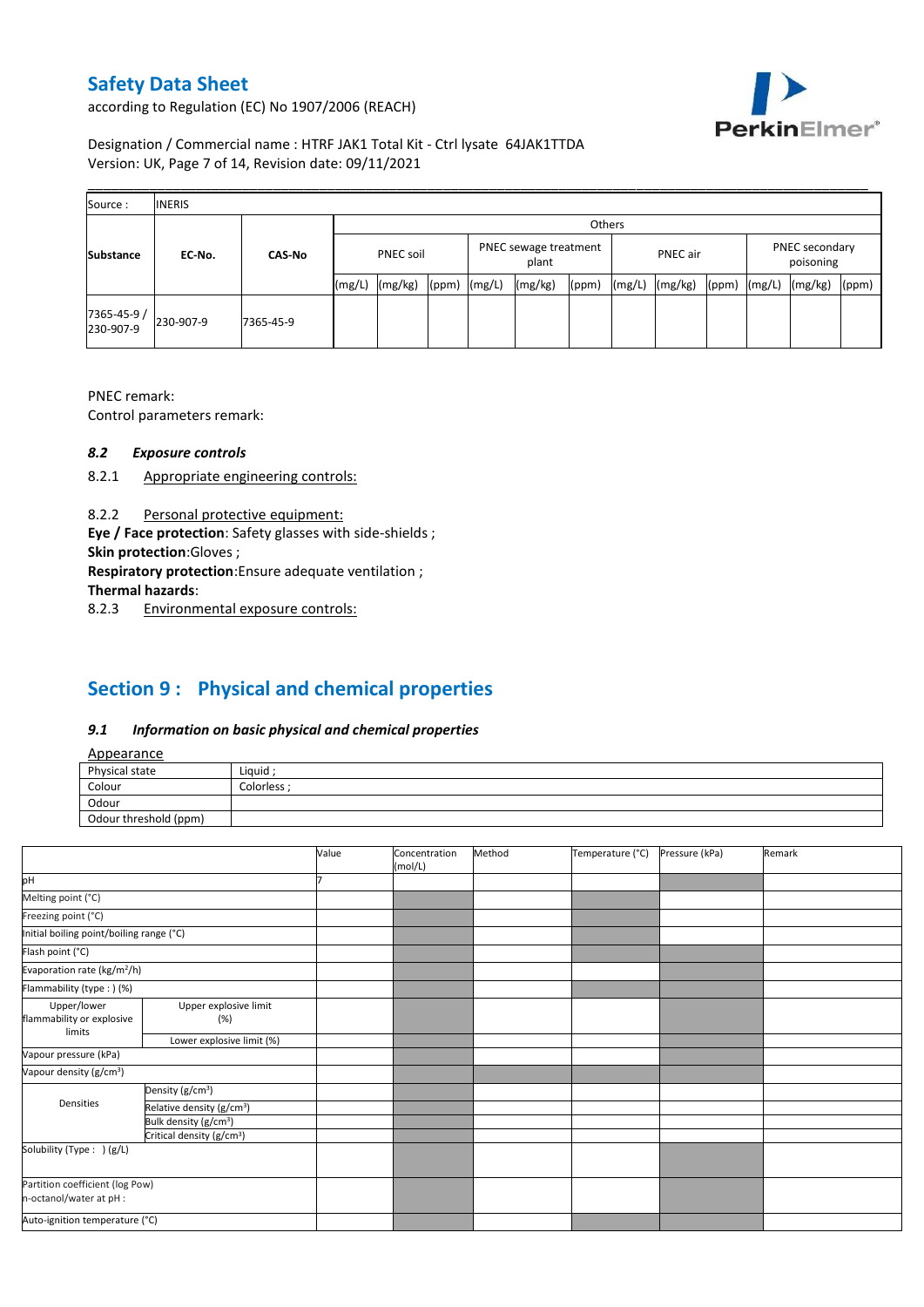| Source : | INERIS | | | | | | | | | | | | | | |
|---|---|---|---|---|---|---|---|---|---|---|---|---|---|---|---|
| | | | Others | | | | | | | | | | | | |
| Substance | EC-No. | CAS-No | PNEC soil | | | PNEC sewage treatment plant | | | PNEC air | | | PNEC secondary poisoning | | | |
| | | | (mg/L) | (mg/kg) | (ppm) | (mg/L) | (mg/kg) | (ppm) | (mg/L) | (mg/kg) | (ppm) | (mg/L) | (mg/kg) | (ppm) | |
| 7365-45-9 / 230-907-9 | 230-907-9 | 7365-45-9 | | | | | | | | | | | | | |

PNEC remark:

Control parameters remark:

### *8.2 Exposure controls*

8.2.1 Appropriate engineering controls:

8.2.2 Personal protective equipment:

**Eye / Face protection**: Safety glasses with side-shields ;

**Skin protection**:Gloves ;

**Respiratory protection**:Ensure adequate ventilation ;

**Thermal hazards**:

8.2.3 Environmental exposure controls:

## Section 9 : Physical and chemical properties

### *9.1 Information on basic physical and chemical properties*

Appearance

| Physical state | Liquid ; |
|---|---|
| Colour | Colorless ; |
| Odour | |
| Odour threshold (ppm) | |

| | | Value | Concentration (mol/L) | Method | Temperature (°C) | Pressure (kPa) | Remark |
|---|---|---|---|---|---|---|---|
| pH | | 7 | | | | | |
| Melting point (°C) | | | | | | | |
| Freezing point (°C) | | | | | | | |
| Initial boiling point/boiling range (°C) | | | | | | | |
| Flash point (°C) | | | | | | | |
| Evaporation rate (kg/m²/h) | | | | | | | |
| Flammability (type : ) (%) | | | | | | | |
| Upper/lower flammability or explosive limits | Upper explosive limit (%) | | | | | | |
| | Lower explosive limit (%) | | | | | | |
| Vapour pressure (kPa) | | | | | | | |
| Vapour density (g/cm³) | | | | | | | |
| Densities | Density (g/cm³) | | | | | | |
| | Relative density (g/cm³) | | | | | | |
| | Bulk density (g/cm³) | | | | | | |
| | Critical density (g/cm³) | | | | | | |
| Solubility (Type : ) (g/L) | | | | | | | |
| Partition coefficient (log Pow) n-octanol/water at pH : | | | | | | | |
| Auto-ignition temperature (°C) | | | | | | | |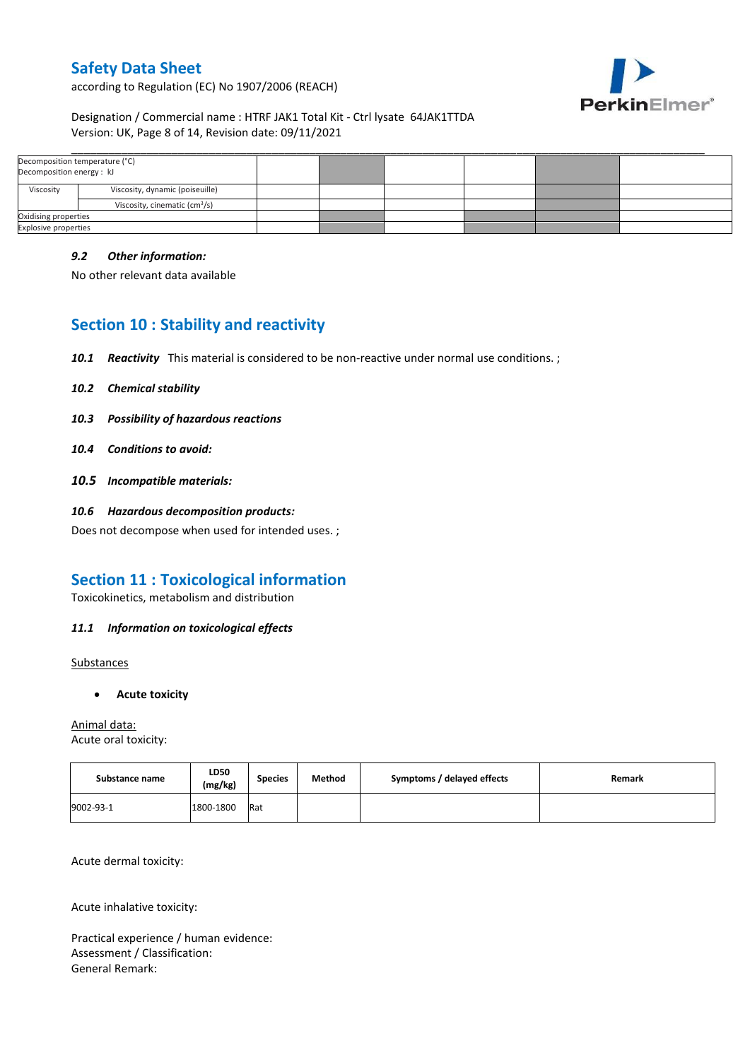| Decomposition temperature (°C)<br>Decomposition energy : kJ | | | | | | | |
|---|---|---|---|---|---|---|---|
| Viscosity | Viscosity, dynamic (poiseuille) | | | | | | |
| | Viscosity, cinematic ($cm^3/s$) | | | | | | |
| Oxidising properties | | | | | | | |
| Explosive properties | | | | | | | |

### *9.2 Other information:*

No other relevant data available

## Section 10 : Stability and reactivity

***10.1 Reactivity*** This material is considered to be non-reactive under normal use conditions. ;

***10.2 Chemical stability***

***10.3 Possibility of hazardous reactions***

***10.4 Conditions to avoid:***

***10.5 Incompatible materials:***

***10.6 Hazardous decomposition products:***

Does not decompose when used for intended uses. ;

## Section 11 : Toxicological information

Toxicokinetics, metabolism and distribution

### *11.1 Information on toxicological effects*

Substances

- **Acute toxicity**

Animal data:

Acute oral toxicity:

| Substance name | LD50 (mg/kg) | Species | Method | Symptoms / delayed effects | Remark |
|---|---|---|---|---|---|
| 9002-93-1 | 1800-1800 | Rat | | | |

Acute dermal toxicity:

Acute inhalative toxicity:

Practical experience / human evidence:
Assessment / Classification:
General Remark: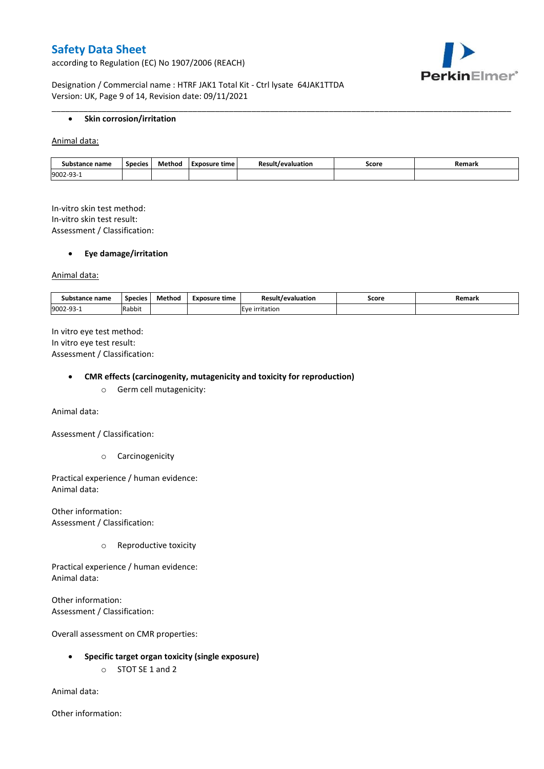- **Skin corrosion/irritation**

Animal data:

| Substance name | Species | Method | Exposure time | Result/evaluation | Score | Remark |
|---|---|---|---|---|---|---|
| 9002-93-1 | | | | | | |

In-vitro skin test method:
In-vitro skin test result:
Assessment / Classification:

- **Eye damage/irritation**

Animal data:

| Substance name | Species | Method | Exposure time | Result/evaluation | Score | Remark |
|---|---|---|---|---|---|---|
| 9002-93-1 | Rabbit | | | Eye irritation | | |

In vitro eye test method:
In vitro eye test result:
Assessment / Classification:

- **CMR effects (carcinogenity, mutagenicity and toxicity for reproduction)**
  - Germ cell mutagenicity:

Animal data:

Assessment / Classification:

  - Carcinogenicity

Practical experience / human evidence:
Animal data:

Other information:
Assessment / Classification:

  - Reproductive toxicity

Practical experience / human evidence:
Animal data:

Other information:
Assessment / Classification:

Overall assessment on CMR properties:

- **Specific target organ toxicity (single exposure)**
  - STOT SE 1 and 2

Animal data:

Other information: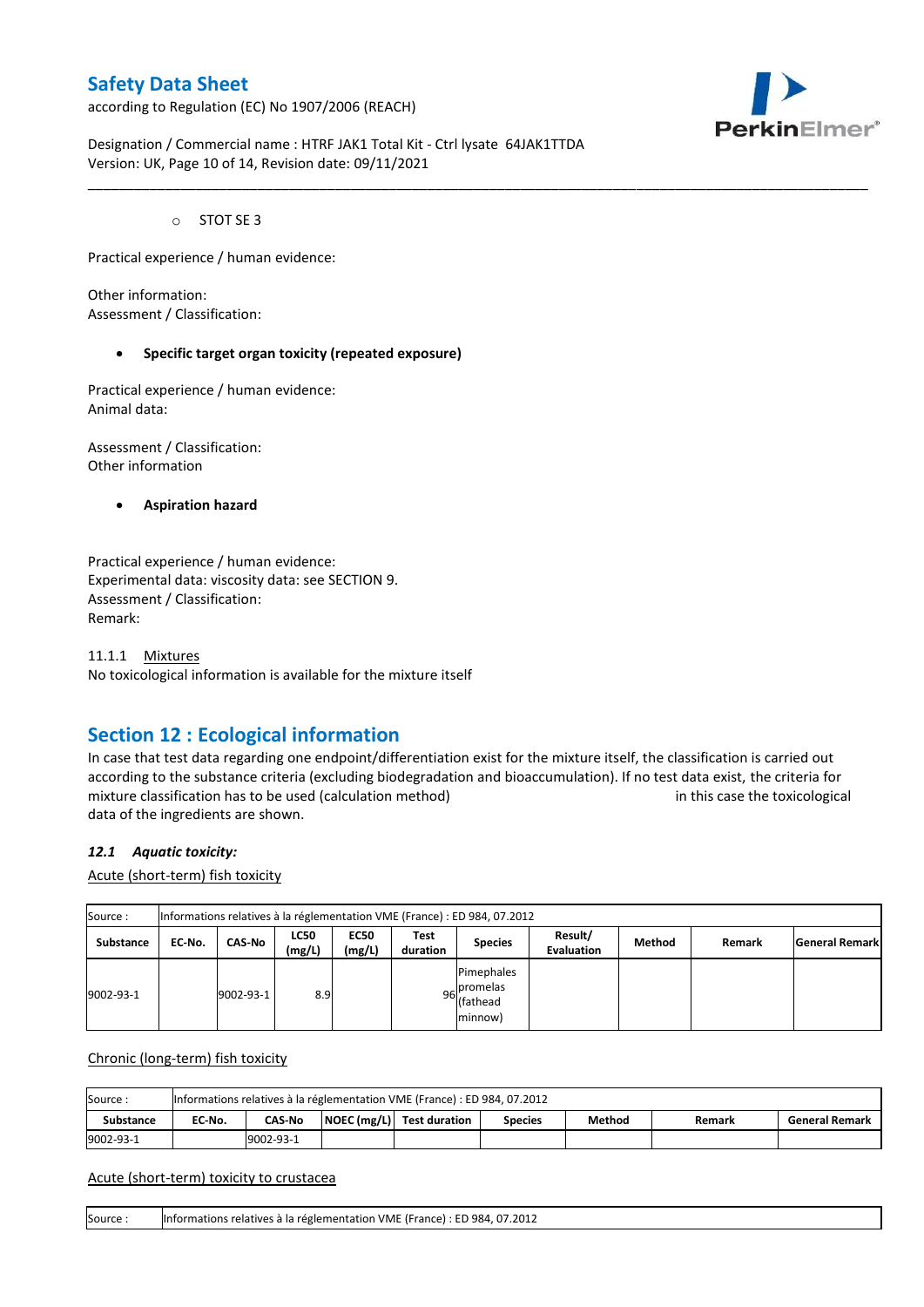- STOT SE 3

Practical experience / human evidence:

Other information:
Assessment / Classification:

- **Specific target organ toxicity (repeated exposure)**

Practical experience / human evidence:
Animal data:

Assessment / Classification:
Other information

- **Aspiration hazard**

Practical experience / human evidence:
Experimental data: viscosity data: see SECTION 9.
Assessment / Classification:
Remark:

11.1.1 Mixtures
No toxicological information is available for the mixture itself

## Section 12 : Ecological information

In case that test data regarding one endpoint/differentiation exist for the mixture itself, the classification is carried out according to the substance criteria (excluding biodegradation and bioaccumulation). If no test data exist, the criteria for mixture classification has to be used (calculation method) in this case the toxicological data of the ingredients are shown.

### *12.1 Aquatic toxicity:*

Acute (short-term) fish toxicity

| Source : | Informations relatives à la réglementation VME (France) : ED 984, 07.2012 | | | | | | | | | |
|---|---|---|---|---|---|---|---|---|---|---|
| **Substance** | **EC-No.** | **CAS-No** | **LC50 (mg/L)** | **EC50 (mg/L)** | **Test duration** | **Species** | **Result/ Evaluation** | **Method** | **Remark** | **General Remark** |
| 9002-93-1 | | 9002-93-1 | 8.9 | | 96 | Pimephales promelas (fathead minnow) | | | | |

Chronic (long-term) fish toxicity

| Source : | Informations relatives à la réglementation VME (France) : ED 984, 07.2012 | | | | | | | |
|---|---|---|---|---|---|---|---|---|
| **Substance** | **EC-No.** | **CAS-No** | **NOEC (mg/L)** | **Test duration** | **Species** | **Method** | **Remark** | **General Remark** |
| 9002-93-1 | | 9002-93-1 | | | | | | |

Acute (short-term) toxicity to crustacea

| Source : | Informations relatives à la réglementation VME (France) : ED 984, 07.2012 |
|---|---|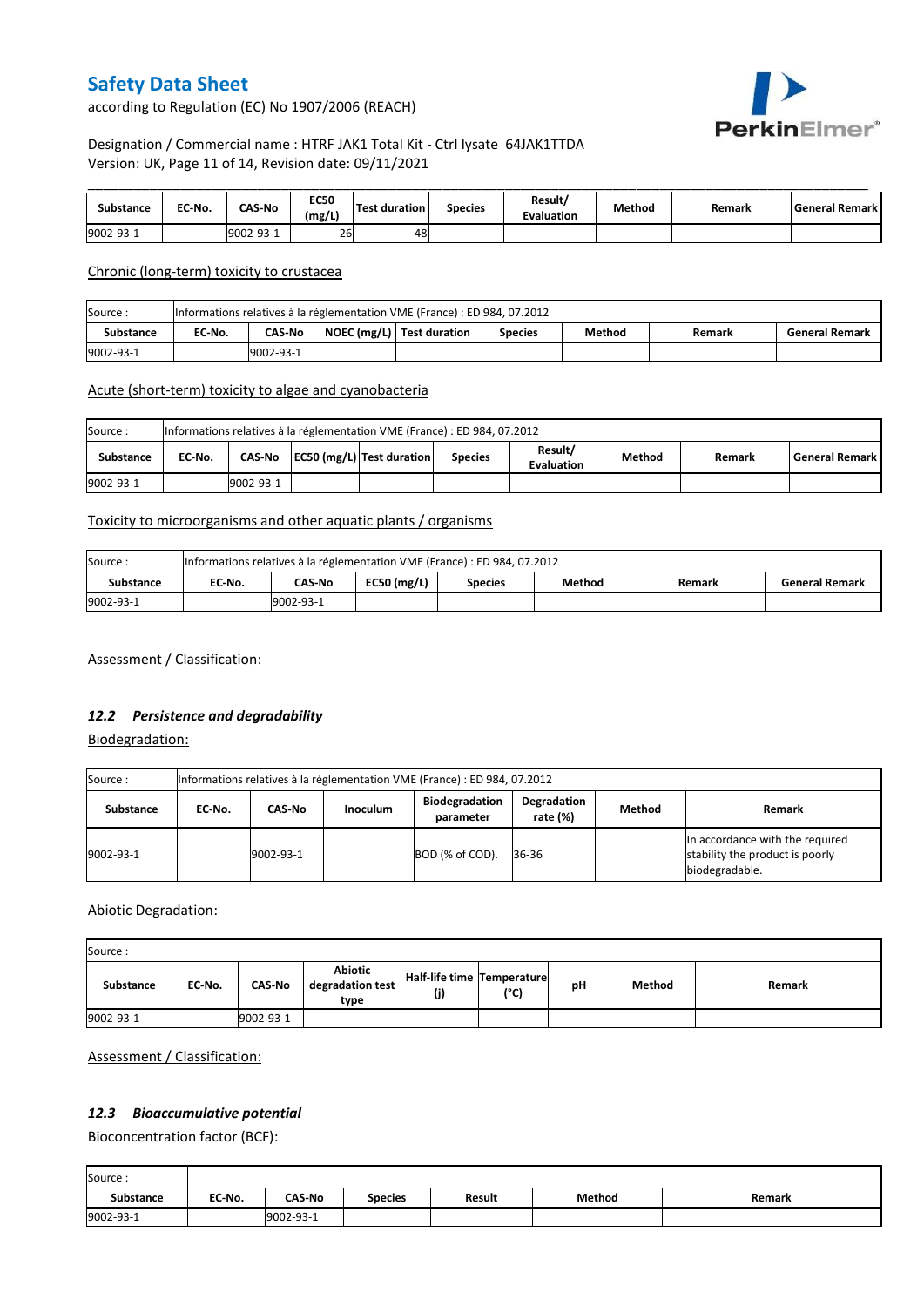| Substance | EC-No. | CAS-No | EC50 (mg/L) | Test duration | Species | Result/ Evaluation | Method | Remark | General Remark |
|---|---|---|---|---|---|---|---|---|---|
| 9002-93-1 | | 9002-93-1 | 26 | 48 | | | | | |

Chronic (long-term) toxicity to crustacea

| Source : | Informations relatives à la réglementation VME (France) : ED 984, 07.2012 | | | | | | | |
|---|---|---|---|---|---|---|---|---|
| Substance | EC-No. | CAS-No | NOEC (mg/L) | Test duration | Species | Method | Remark | General Remark |
| 9002-93-1 | | 9002-93-1 | | | | | | |

Acute (short-term) toxicity to algae and cyanobacteria

| Source : | Informations relatives à la réglementation VME (France) : ED 984, 07.2012 | | | | | | | | |
|---|---|---|---|---|---|---|---|---|---|
| Substance | EC-No. | CAS-No | EC50 (mg/L) | Test duration | Species | Result/ Evaluation | Method | Remark | General Remark |
| 9002-93-1 | | 9002-93-1 | | | | | | | |

Toxicity to microorganisms and other aquatic plants / organisms

| Source : | Informations relatives à la réglementation VME (France) : ED 984, 07.2012 | | | | | | |
|---|---|---|---|---|---|---|---|
| Substance | EC-No. | CAS-No | EC50 (mg/L) | Species | Method | Remark | General Remark |
| 9002-93-1 | | 9002-93-1 | | | | | |

Assessment / Classification:

### *12.2 Persistence and degradability*

Biodegradation:

| Source : | Informations relatives à la réglementation VME (France) : ED 984, 07.2012 | | | | | | |
|---|---|---|---|---|---|---|---|
| Substance | EC-No. | CAS-No | Inoculum | Biodegradation parameter | Degradation rate (%) | Method | Remark |
| 9002-93-1 | | 9002-93-1 | | BOD (% of COD). | 36-36 | | In accordance with the required stability the product is poorly biodegradable. |

Abiotic Degradation:

| Source : | | | | | | | | |
|---|---|---|---|---|---|---|---|---|
| Substance | EC-No. | CAS-No | Abiotic degradation test type | Half-life time (j) | Temperature (°C) | pH | Method | Remark |
| 9002-93-1 | | 9002-93-1 | | | | | | |

Assessment / Classification:

### *12.3 Bioaccumulative potential*

Bioconcentration factor (BCF):

| Source : | | | | | | |
|---|---|---|---|---|---|---|
| Substance | EC-No. | CAS-No | Species | Result | Method | Remark |
| 9002-93-1 | | 9002-93-1 | | | | |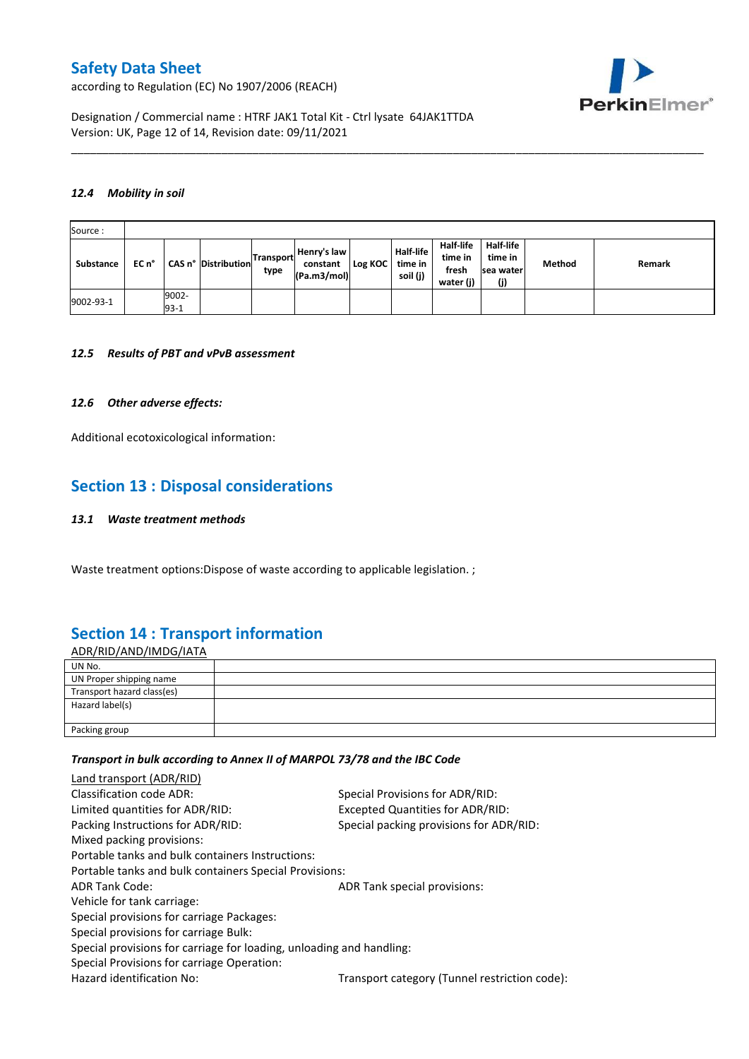### 12.4 Mobility in soil

| Source : | | | | | | | | | | | |
|---|---|---|---|---|---|---|---|---|---|---|---|
| **Substance** | **EC n°** | **CAS n°** | **Distribution** | **Transport type** | **Henry's law constant (Pa.m3/mol)** | **Log KOC** | **Half-life time in soil (j)** | **Half-life time in fresh water (j)** | **Half-life time in sea water (j)** | **Method** | **Remark** |
| 9002-93-1 | | 9002-93-1 | | | | | | | | | |

### 12.5 Results of PBT and vPvB assessment

### 12.6 Other adverse effects:

Additional ecotoxicological information:

## Section 13 : Disposal considerations

### 13.1 Waste treatment methods

Waste treatment options:Dispose of waste according to applicable legislation. ;

## Section 14 : Transport information

ADR/RID/AND/IMDG/IATA

| UN No. | |
|---|---|
| UN Proper shipping name | |
| Transport hazard class(es) | |
| Hazard label(s) | |
| Packing group | |

***Transport in bulk according to Annex II of MARPOL 73/78 and the IBC Code***

Land transport (ADR/RID)

Classification code ADR:

Special Provisions for ADR/RID:

Limited quantities for ADR/RID:

Excepted Quantities for ADR/RID:

Packing Instructions for ADR/RID:

Special packing provisions for ADR/RID:

Mixed packing provisions:

Portable tanks and bulk containers Instructions:

Portable tanks and bulk containers Special Provisions:

ADR Tank Code:

ADR Tank special provisions:

Vehicle for tank carriage:

Special provisions for carriage Packages:

Special provisions for carriage Bulk:

Special provisions for carriage for loading, unloading and handling:

Special Provisions for carriage Operation:

Hazard identification No:

Transport category (Tunnel restriction code):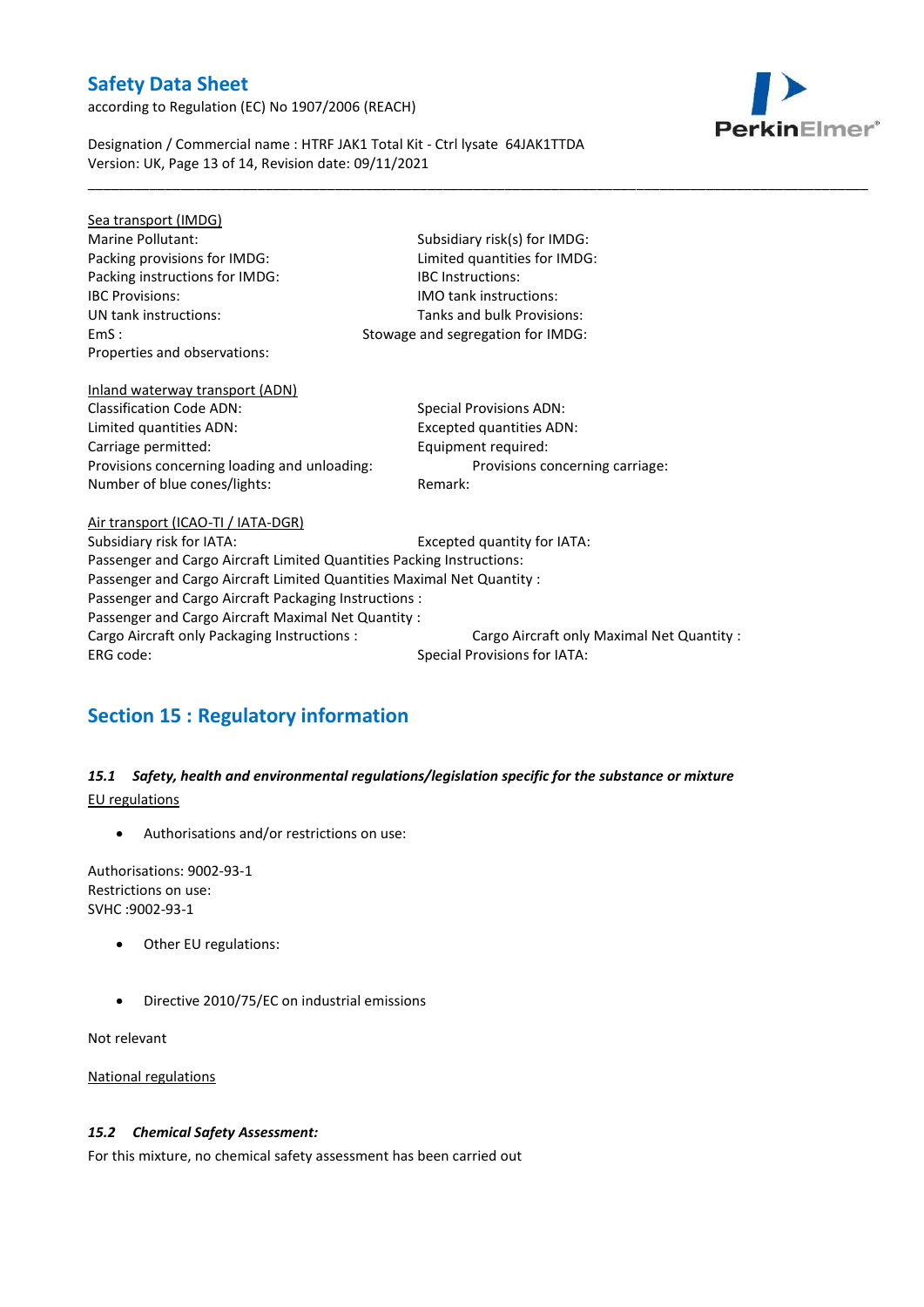Sea transport (IMDG)

Marine Pollutant:
Subsidiary risk(s) for IMDG:
Packing provisions for IMDG:
Limited quantities for IMDG:
Packing instructions for IMDG:
IBC Instructions:
IBC Provisions:
IMO tank instructions:
UN tank instructions:
Tanks and bulk Provisions:
EmS :
Stowage and segregation for IMDG:
Properties and observations:

Inland waterway transport (ADN)

Classification Code ADN:
Special Provisions ADN:
Limited quantities ADN:
Excepted quantities ADN:
Carriage permitted:
Equipment required:
Provisions concerning loading and unloading:
Provisions concerning carriage:
Number of blue cones/lights:
Remark:

Air transport (ICAO-TI / IATA-DGR)

Subsidiary risk for IATA:
Excepted quantity for IATA:
Passenger and Cargo Aircraft Limited Quantities Packing Instructions:
Passenger and Cargo Aircraft Limited Quantities Maximal Net Quantity :
Passenger and Cargo Aircraft Packaging Instructions :
Passenger and Cargo Aircraft Maximal Net Quantity :
Cargo Aircraft only Packaging Instructions :
Cargo Aircraft only Maximal Net Quantity :
ERG code:
Special Provisions for IATA:

## Section 15 : Regulatory information

### *15.1 Safety, health and environmental regulations/legislation specific for the substance or mixture*

EU regulations

- Authorisations and/or restrictions on use:

Authorisations: 9002-93-1
Restrictions on use:
SVHC :9002-93-1

- Other EU regulations:

- Directive 2010/75/EC on industrial emissions

Not relevant

National regulations

### *15.2 Chemical Safety Assessment:*

For this mixture, no chemical safety assessment has been carried out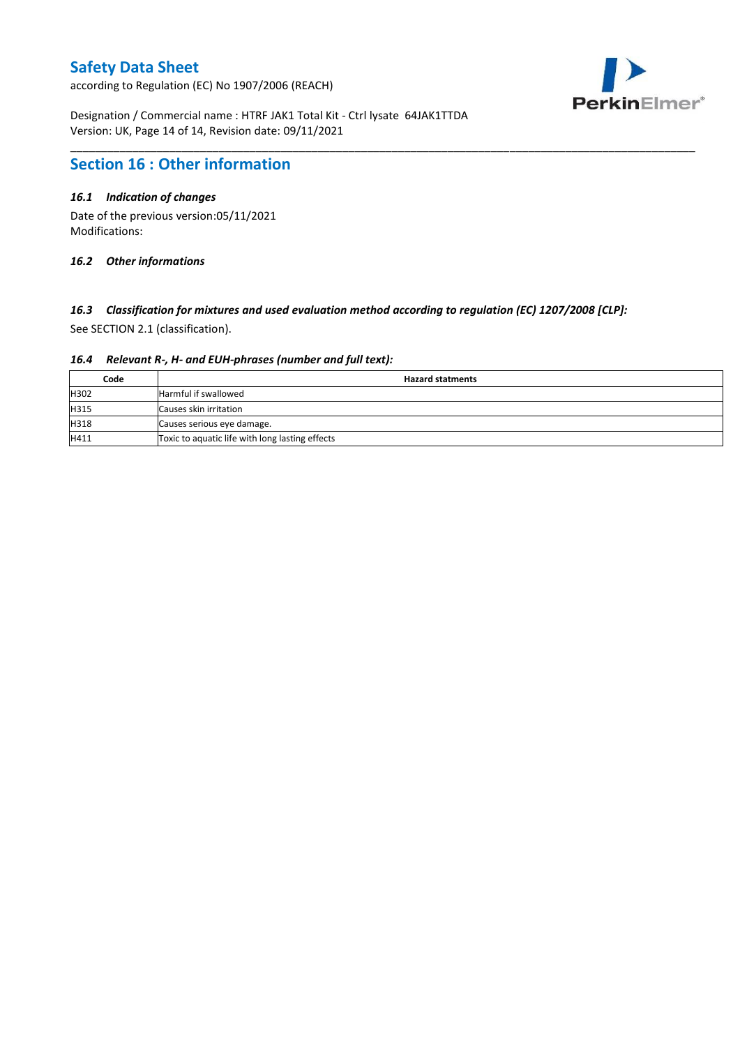# Safety Data Sheet

according to Regulation (EC) No 1907/2006 (REACH)

Designation / Commercial name : HTRF JAK1 Total Kit - Ctrl lysate 64JAK1TTDA
Version: UK, Page 14 of 14, Revision date: 09/11/2021

## Section 16 : Other information

### *16.1 Indication of changes*

Date of the previous version:05/11/2021
Modifications:

### *16.2 Other informations*

### *16.3 Classification for mixtures and used evaluation method according to regulation (EC) 1207/2008 [CLP]:*

See SECTION 2.1 (classification).

### *16.4 Relevant R-, H- and EUH-phrases (number and full text):*

| Code | Hazard statments |
|---|---|
| H302 | Harmful if swallowed |
| H315 | Causes skin irritation |
| H318 | Causes serious eye damage. |
| H411 | Toxic to aquatic life with long lasting effects |